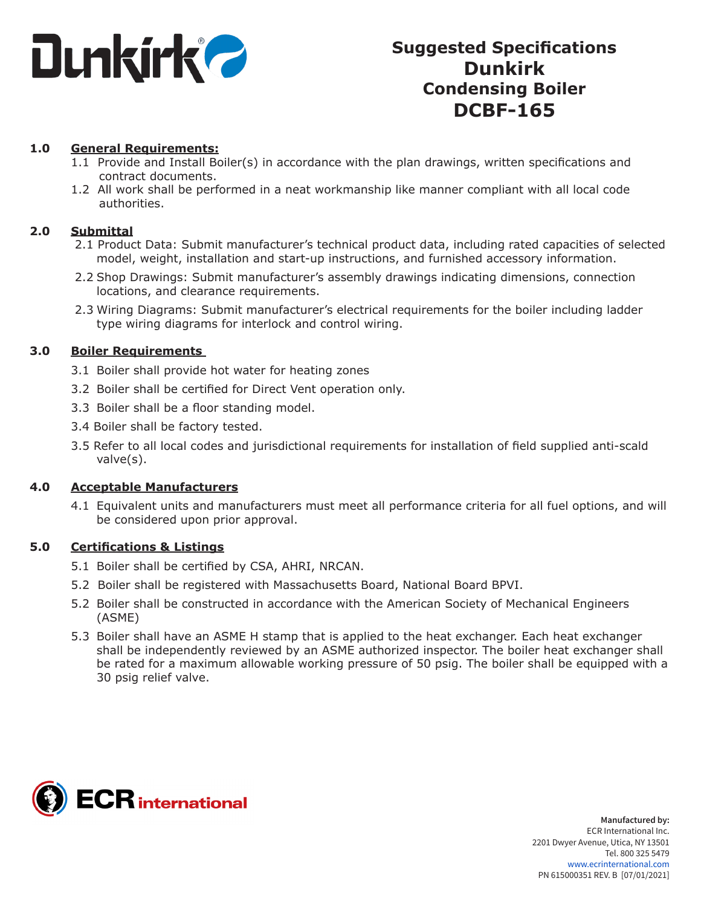Dunkirk

# Suggested Specifications
# Dunkirk
# Condensing Boiler
# DCBF-165

## 1.0 General Requirements:

1.1 Provide and Install Boiler(s) in accordance with the plan drawings, written specifications and contract documents.

1.2 All work shall be performed in a neat workmanship like manner compliant with all local code authorities.

## 2.0 Submittal

2.1 Product Data: Submit manufacturer's technical product data, including rated capacities of selected model, weight, installation and start-up instructions, and furnished accessory information.

2.2 Shop Drawings: Submit manufacturer's assembly drawings indicating dimensions, connection locations, and clearance requirements.

2.3 Wiring Diagrams: Submit manufacturer's electrical requirements for the boiler including ladder type wiring diagrams for interlock and control wiring.

## 3.0 Boiler Requirements

3.1 Boiler shall provide hot water for heating zones

3.2 Boiler shall be certified for Direct Vent operation only.

3.3 Boiler shall be a floor standing model.

3.4 Boiler shall be factory tested.

3.5 Refer to all local codes and jurisdictional requirements for installation of field supplied anti-scald valve(s).

## 4.0 Acceptable Manufacturers

4.1 Equivalent units and manufacturers must meet all performance criteria for all fuel options, and will be considered upon prior approval.

## 5.0 Certifications & Listings

5.1 Boiler shall be certified by CSA, AHRI, NRCAN.

5.2 Boiler shall be registered with Massachusetts Board, National Board BPVI.

5.2 Boiler shall be constructed in accordance with the American Society of Mechanical Engineers (ASME)

5.3 Boiler shall have an ASME H stamp that is applied to the heat exchanger. Each heat exchanger shall be independently reviewed by an ASME authorized inspector. The boiler heat exchanger shall be rated for a maximum allowable working pressure of 50 psig. The boiler shall be equipped with a 30 psig relief valve.

ECR international

**Manufactured by:**
ECR International Inc.
2201 Dwyer Avenue, Utica, NY 13501
Tel. 800 325 5479
www.ecrinternational.com
PN 615000351 REV. B [07/01/2021]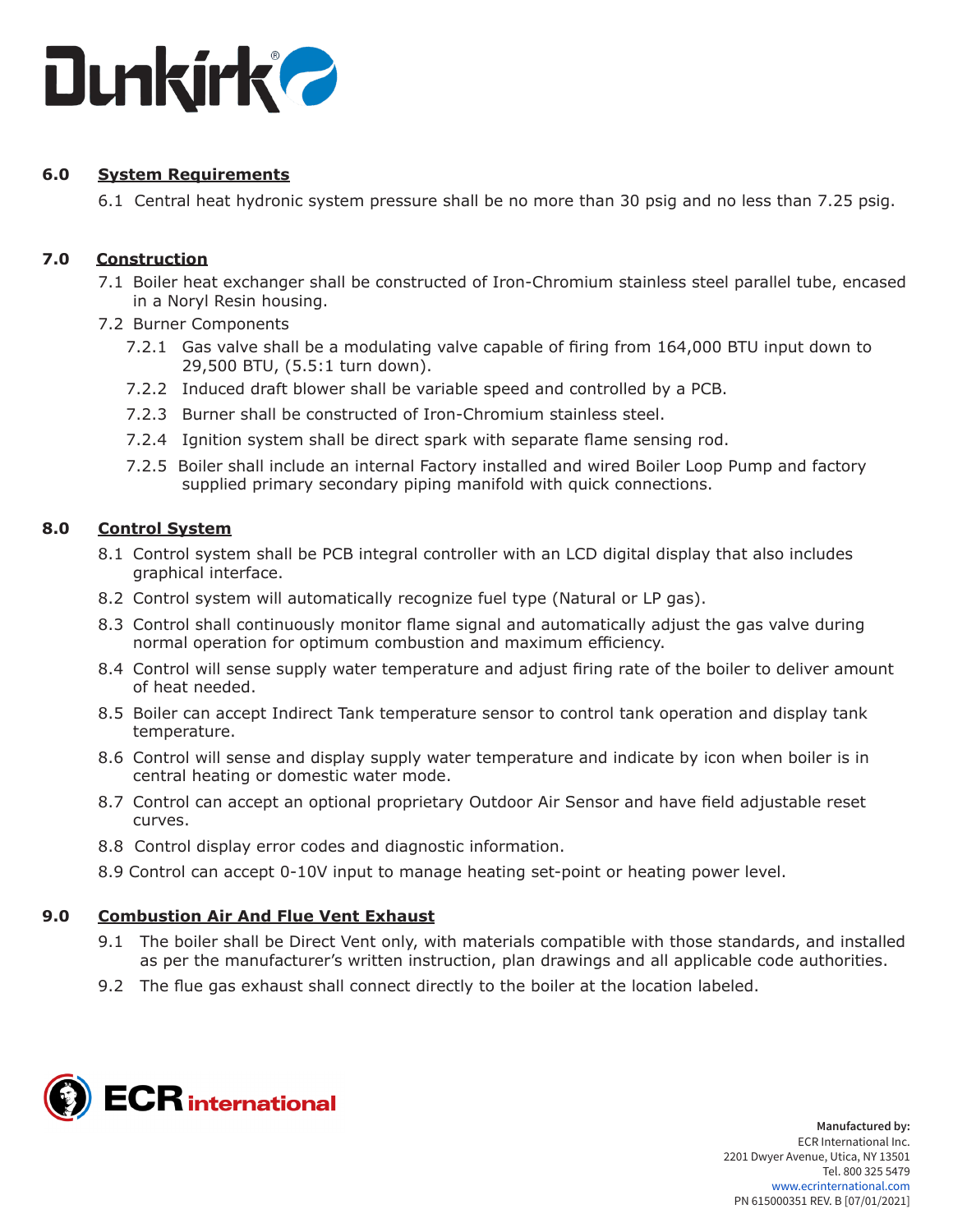## 6.0 System Requirements

6.1 Central heat hydronic system pressure shall be no more than 30 psig and no less than 7.25 psig.

## 7.0 Construction

7.1 Boiler heat exchanger shall be constructed of Iron-Chromium stainless steel parallel tube, encased in a Noryl Resin housing.

7.2 Burner Components

7.2.1 Gas valve shall be a modulating valve capable of firing from 164,000 BTU input down to 29,500 BTU, (5.5:1 turn down).

7.2.2 Induced draft blower shall be variable speed and controlled by a PCB.

7.2.3 Burner shall be constructed of Iron-Chromium stainless steel.

7.2.4 Ignition system shall be direct spark with separate flame sensing rod.

7.2.5 Boiler shall include an internal Factory installed and wired Boiler Loop Pump and factory supplied primary secondary piping manifold with quick connections.

## 8.0 Control System

8.1 Control system shall be PCB integral controller with an LCD digital display that also includes graphical interface.

8.2 Control system will automatically recognize fuel type (Natural or LP gas).

8.3 Control shall continuously monitor flame signal and automatically adjust the gas valve during normal operation for optimum combustion and maximum efficiency.

8.4 Control will sense supply water temperature and adjust firing rate of the boiler to deliver amount of heat needed.

8.5 Boiler can accept Indirect Tank temperature sensor to control tank operation and display tank temperature.

8.6 Control will sense and display supply water temperature and indicate by icon when boiler is in central heating or domestic water mode.

8.7 Control can accept an optional proprietary Outdoor Air Sensor and have field adjustable reset curves.

8.8 Control display error codes and diagnostic information.

8.9 Control can accept 0-10V input to manage heating set-point or heating power level.

## 9.0 Combustion Air And Flue Vent Exhaust

9.1 The boiler shall be Direct Vent only, with materials compatible with those standards, and installed as per the manufacturer's written instruction, plan drawings and all applicable code authorities.

9.2 The flue gas exhaust shall connect directly to the boiler at the location labeled.

**Manufactured by:**
ECR International Inc.
2201 Dwyer Avenue, Utica, NY 13501
Tel. 800 325 5479
www.ecrinternational.com
PN 615000351 REV. B [07/01/2021]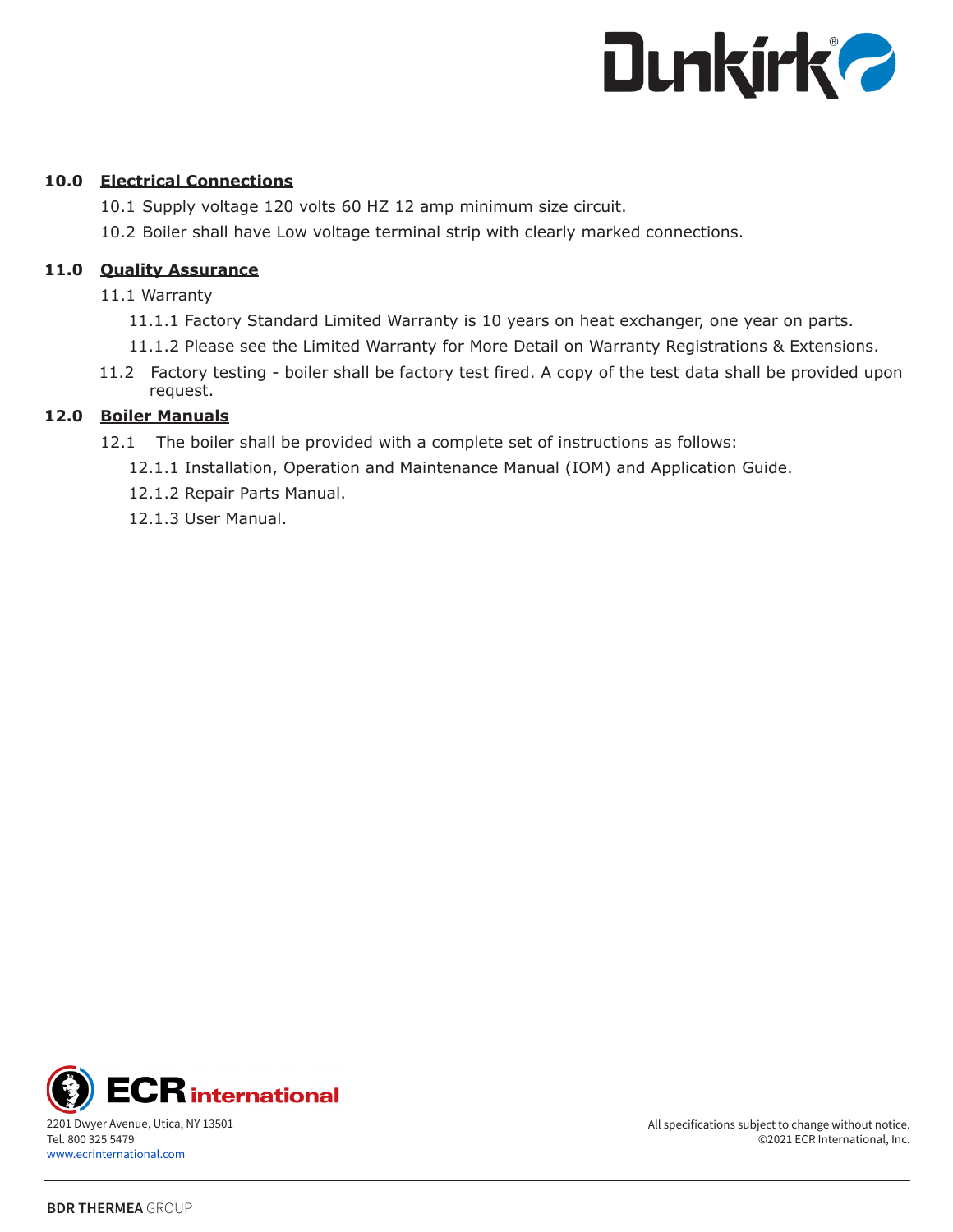## 10.0 Electrical Connections

10.1 Supply voltage 120 volts 60 HZ 12 amp minimum size circuit.

10.2 Boiler shall have Low voltage terminal strip with clearly marked connections.

## 11.0 Quality Assurance

11.1 Warranty

11.1.1 Factory Standard Limited Warranty is 10 years on heat exchanger, one year on parts.

11.1.2 Please see the Limited Warranty for More Detail on Warranty Registrations & Extensions.

11.2 Factory testing - boiler shall be factory test fired. A copy of the test data shall be provided upon request.

## 12.0 Boiler Manuals

12.1 The boiler shall be provided with a complete set of instructions as follows:

12.1.1 Installation, Operation and Maintenance Manual (IOM) and Application Guide.

12.1.2 Repair Parts Manual.

12.1.3 User Manual.

2201 Dwyer Avenue, Utica, NY 13501
Tel. 800 325 5479
www.ecrinternational.com

All specifications subject to change without notice.
©2021 ECR International, Inc.